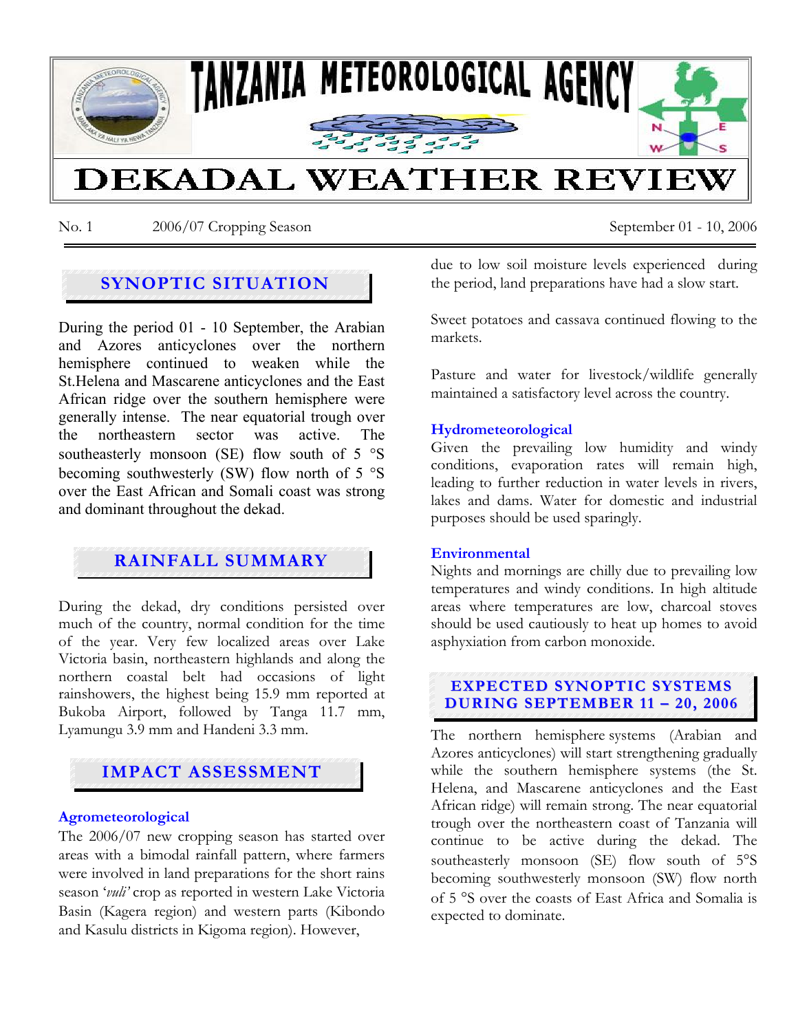# TANZANIA METEOROLOGICAL AGENCY

# DEKADAL WEATHER REVIEW

No. 1 2006/07 Cropping Season September 01 - 10, 2006

## SYNOPTIC SITUATION

During the period 01 - 10 September, the Arabian and Azores anticyclones over the northern hemisphere continued to weaken while the St.Helena and Mascarene anticyclones and the East African ridge over the southern hemisphere were generally intense. The near equatorial trough over the northeastern sector was active. The southeasterly monsoon (SE) flow south of 5 °S becoming southwesterly (SW) flow north of 5 °S over the East African and Somali coast was strong and dominant throughout the dekad.

## RAINFALL SUMMARY

During the dekad, dry conditions persisted over much of the country, normal condition for the time of the year. Very few localized areas over Lake Victoria basin, northeastern highlands and along the northern coastal belt had occasions of light rainshowers, the highest being 15.9 mm reported at Bukoba Airport, followed by Tanga 11.7 mm, Lyamungu 3.9 mm and Handeni 3.3 mm.

## IMPACT ASSESSMENT

### Agrometeorological

The 2006/07 new cropping season has started over areas with a bimodal rainfall pattern, where farmers were involved in land preparations for the short rains season '*vuli'* crop as reported in western Lake Victoria Basin (Kagera region) and western parts (Kibondo and Kasulu districts in Kigoma region). However, due to low soil moisture levels experienced during the period, land preparations have had a slow start.

Sweet potatoes and cassava continued flowing to the markets.

Pasture and water for livestock/wildlife generally maintained a satisfactory level across the country.

### Hydrometeorological

Given the prevailing low humidity and windy conditions, evaporation rates will remain high, leading to further reduction in water levels in rivers, lakes and dams. Water for domestic and industrial purposes should be used sparingly.

### Environmental

Nights and mornings are chilly due to prevailing low temperatures and windy conditions. In high altitude areas where temperatures are low, charcoal stoves should be used cautiously to heat up homes to avoid asphyxiation from carbon monoxide.

## EXPECTED SYNOPTIC SYSTEMS DURING SEPTEMBER 11 – 20, 2006

The northern hemisphere systems (Arabian and Azores anticyclones) will start strengthening gradually while the southern hemisphere systems (the St. Helena, and Mascarene anticyclones and the East African ridge) will remain strong. The near equatorial trough over the northeastern coast of Tanzania will continue to be active during the dekad. The southeasterly monsoon (SE) flow south of 5°S becoming southwesterly monsoon (SW) flow north of 5 °S over the coasts of East Africa and Somalia is expected to dominate.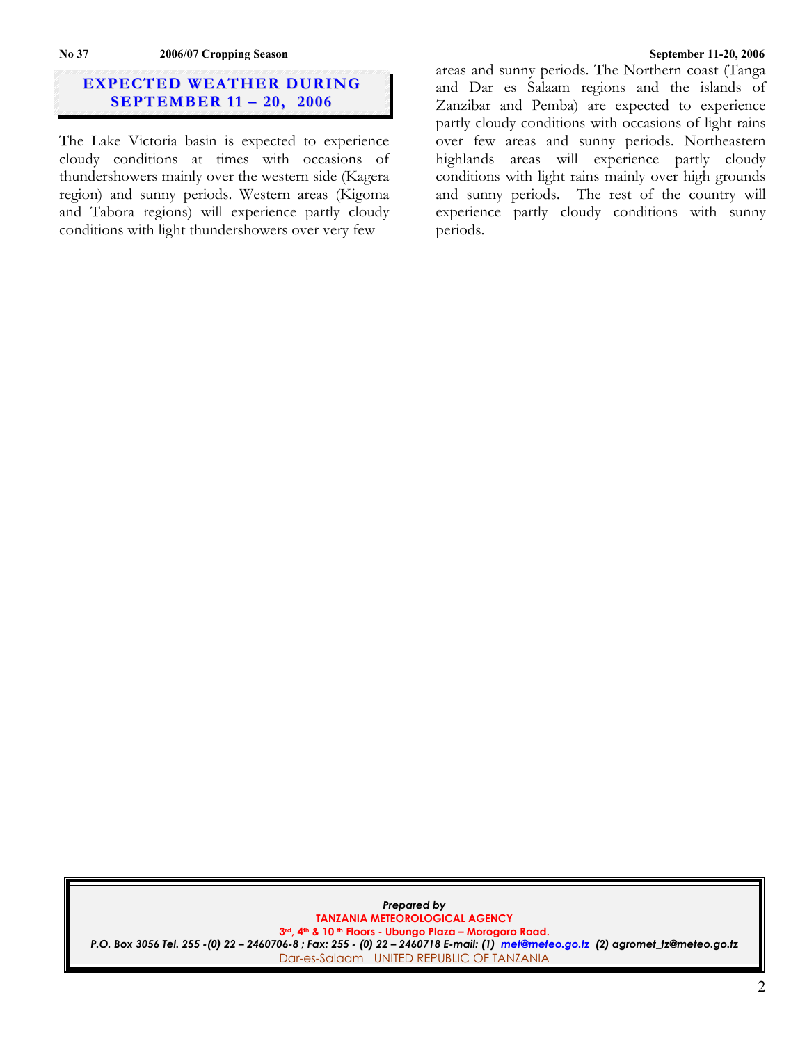## EXPECTED WEATHER DURING SEPTEMBER 11 – 20, 2006

The Lake Victoria basin is expected to experience cloudy conditions at times with occasions of thundershowers mainly over the western side (Kagera region) and sunny periods. Western areas (Kigoma and Tabora regions) will experience partly cloudy conditions with light thundershowers over very few areas and sunny periods. The Northern coast (Tanga and Dar es Salaam regions and the islands of Zanzibar and Pemba) are expected to experience partly cloudy conditions with occasions of light rains over few areas and sunny periods. Northeastern highlands areas will experience partly cloudy conditions with light rains mainly over high grounds and sunny periods. The rest of the country will experience partly cloudy conditions with sunny periods.

*Prepared by*
**TANZANIA METEOROLOGICAL AGENCY**
**3rd, 4th & 10 th Floors - Ubungo Plaza – Morogoro Road.**
***P.O. Box 3056 Tel. 255 -(0) 22 – 2460706-8 ; Fax: 255 - (0) 22 – 2460718 E-mail: (1) met@meteo.go.tz (2) agromet_tz@meteo.go.tz***
Dar-es-Salaam UNITED REPUBLIC OF TANZANIA